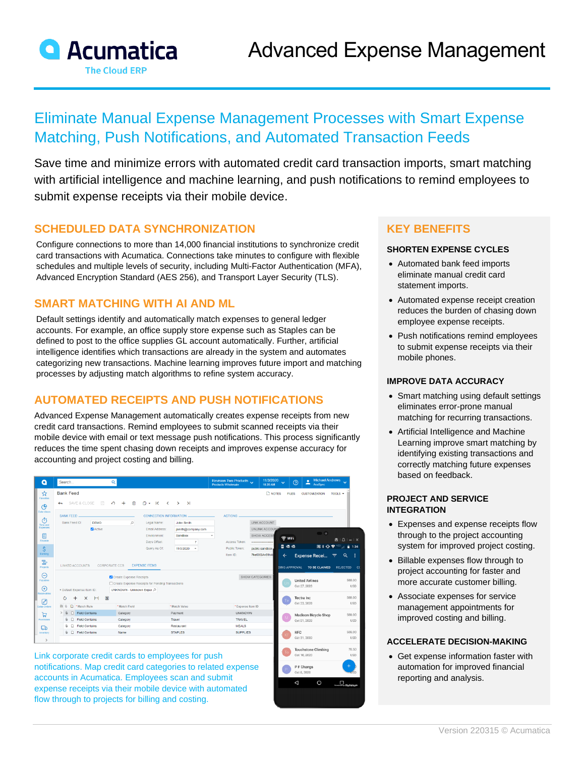# Advanced Expense Management

## Eliminate Manual Expense Management Processes with Smart Expense Matching, Push Notifications, and Automated Transaction Feeds

Save time and minimize errors with automated credit card transaction imports, smart matching with artificial intelligence and machine learning, and push notifications to remind employees to submit expense receipts via their mobile device.

### SCHEDULED DATA SYNCHRONIZATION

Configure connections to more than 14,000 financial institutions to synchronize credit card transactions with Acumatica. Connections take minutes to configure with flexible schedules and multiple levels of security, including Multi-Factor Authentication (MFA), Advanced Encryption Standard (AES 256), and Transport Layer Security (TLS).

### SMART MATCHING WITH AI AND ML

Default settings identify and automatically match expenses to general ledger accounts. For example, an office supply store expense such as Staples can be defined to post to the office supplies GL account automatically. Further, artificial intelligence identifies which transactions are already in the system and automates categorizing new transactions. Machine learning improves future import and matching processes by adjusting match algorithms to refine system accuracy.

### AUTOMATED RECEIPTS AND PUSH NOTIFICATIONS

Advanced Expense Management automatically creates expense receipts from new credit card transactions. Remind employees to submit scanned receipts via their mobile device with email or text message push notifications. This process significantly reduces the time spent chasing down receipts and improves expense accuracy for accounting and project costing and billing.

Link corporate credit cards to employees for push notifications. Map credit card categories to related expense accounts in Acumatica. Employees scan and submit expense receipts via their mobile device with automated flow through to projects for billing and costing.

### KEY BENEFITS

#### SHORTEN EXPENSE CYCLES

- Automated bank feed imports eliminate manual credit card statement imports.
- Automated expense receipt creation reduces the burden of chasing down employee expense receipts.
- Push notifications remind employees to submit expense receipts via their mobile phones.

#### IMPROVE DATA ACCURACY

- Smart matching using default settings eliminates error-prone manual matching for recurring transactions.
- Artificial Intelligence and Machine Learning improve smart matching by identifying existing transactions and correctly matching future expenses based on feedback.

#### PROJECT AND SERVICE INTEGRATION

- Expenses and expense receipts flow through to the project accounting system for improved project costing.
- Billable expenses flow through to project accounting for faster and more accurate customer billing.
- Associate expenses for service management appointments for improved costing and billing.

#### ACCELERATE DECISION-MAKING

- Get expense information faster with automation for improved financial reporting and analysis.

Version 220315 © Acumatica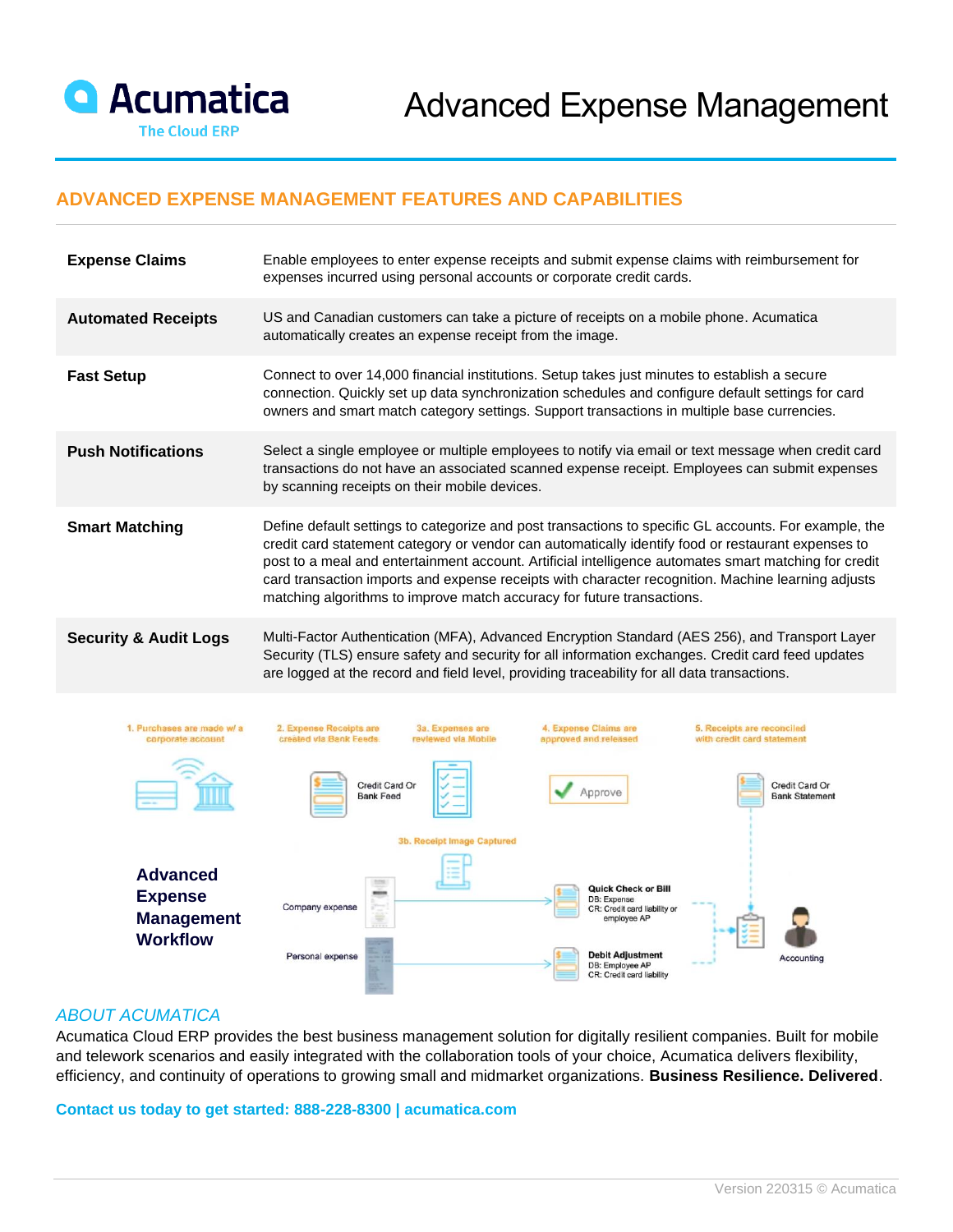# Advanced Expense Management

## ADVANCED EXPENSE MANAGEMENT FEATURES AND CAPABILITIES

| | |
|---|---|
| **Expense Claims** | Enable employees to enter expense receipts and submit expense claims with reimbursement for expenses incurred using personal accounts or corporate credit cards. |
| **Automated Receipts** | US and Canadian customers can take a picture of receipts on a mobile phone. Acumatica automatically creates an expense receipt from the image. |
| **Fast Setup** | Connect to over 14,000 financial institutions. Setup takes just minutes to establish a secure connection. Quickly set up data synchronization schedules and configure default settings for card owners and smart match category settings. Support transactions in multiple base currencies. |
| **Push Notifications** | Select a single employee or multiple employees to notify via email or text message when credit card transactions do not have an associated scanned expense receipt. Employees can submit expenses by scanning receipts on their mobile devices. |
| **Smart Matching** | Define default settings to categorize and post transactions to specific GL accounts. For example, the credit card statement category or vendor can automatically identify food or restaurant expenses to post to a meal and entertainment account. Artificial intelligence automates smart matching for credit card transaction imports and expense receipts with character recognition. Machine learning adjusts matching algorithms to improve match accuracy for future transactions. |
| **Security & Audit Logs** | Multi-Factor Authentication (MFA), Advanced Encryption Standard (AES 256), and Transport Layer Security (TLS) ensure safety and security for all information exchanges. Credit card feed updates are logged at the record and field level, providing traceability for all data transactions. |

1. Purchases are made w/ a corporate account

2. Expense Receipts are created via Bank Feeds

3a. Expenses are reviewed via Mobile

4. Expense Claims are approved and released

5. Receipts are reconciled with credit card statement

Credit Card Or Bank Feed

Approve

Credit Card Or Bank Statement

3b. Receipt Image Captured

**Advanced Expense Management Workflow**

Company expense

Personal expense

**Quick Check or Bill**
DB: Expense
CR: Credit card liability or employee AP

**Debit Adjustment**
DB: Employee AP
CR: Credit card liability

Accounting

*ABOUT ACUMATICA*

Acumatica Cloud ERP provides the best business management solution for digitally resilient companies. Built for mobile and telework scenarios and easily integrated with the collaboration tools of your choice, Acumatica delivers flexibility, efficiency, and continuity of operations to growing small and midmarket organizations. **Business Resilience. Delivered**.

**Contact us today to get started: 888-228-8300 | acumatica.com**

Version 220315 © Acumatica